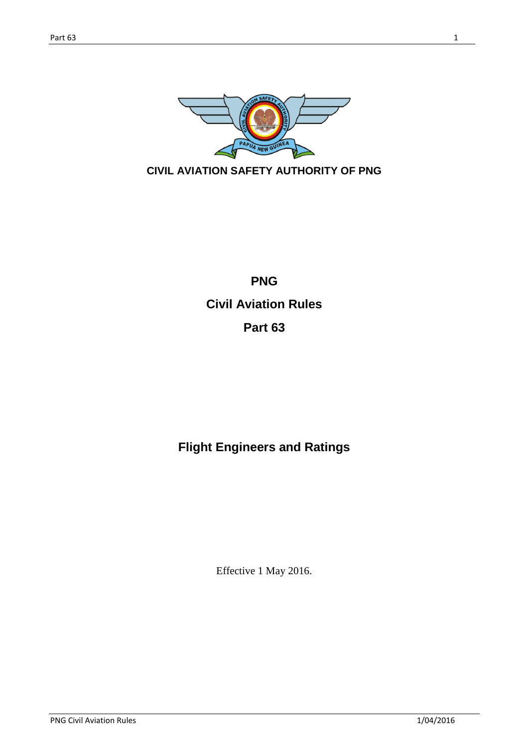**CIVIL AVIATION SAFETY AUTHORITY OF PNG**

# PNG

# Civil Aviation Rules

# Part 63

## Flight Engineers and Ratings

Effective 1 May 2016.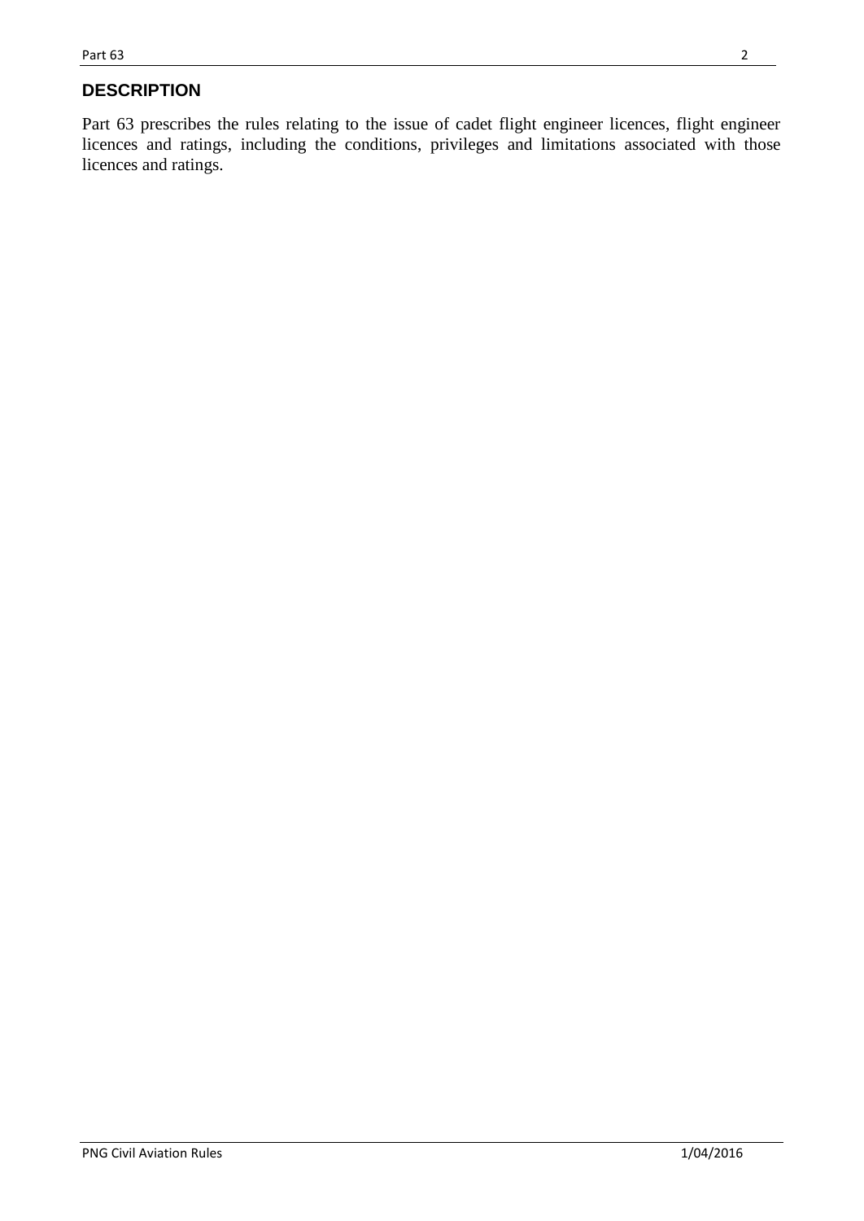## DESCRIPTION

Part 63 prescribes the rules relating to the issue of cadet flight engineer licences, flight engineer licences and ratings, including the conditions, privileges and limitations associated with those licences and ratings.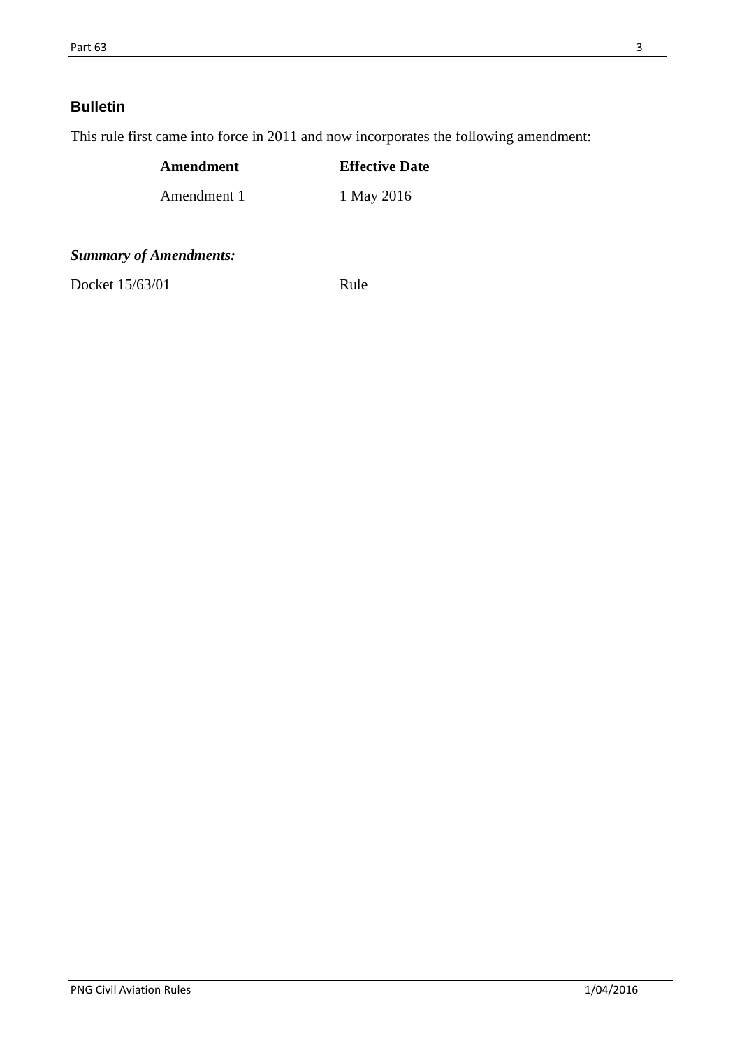## Bulletin

This rule first came into force in 2011 and now incorporates the following amendment:

| Amendment | Effective Date |
|---|---|
| Amendment 1 | 1 May 2016 |

***Summary of Amendments:***

| | |
|---|---|
| Docket 15/63/01 | Rule |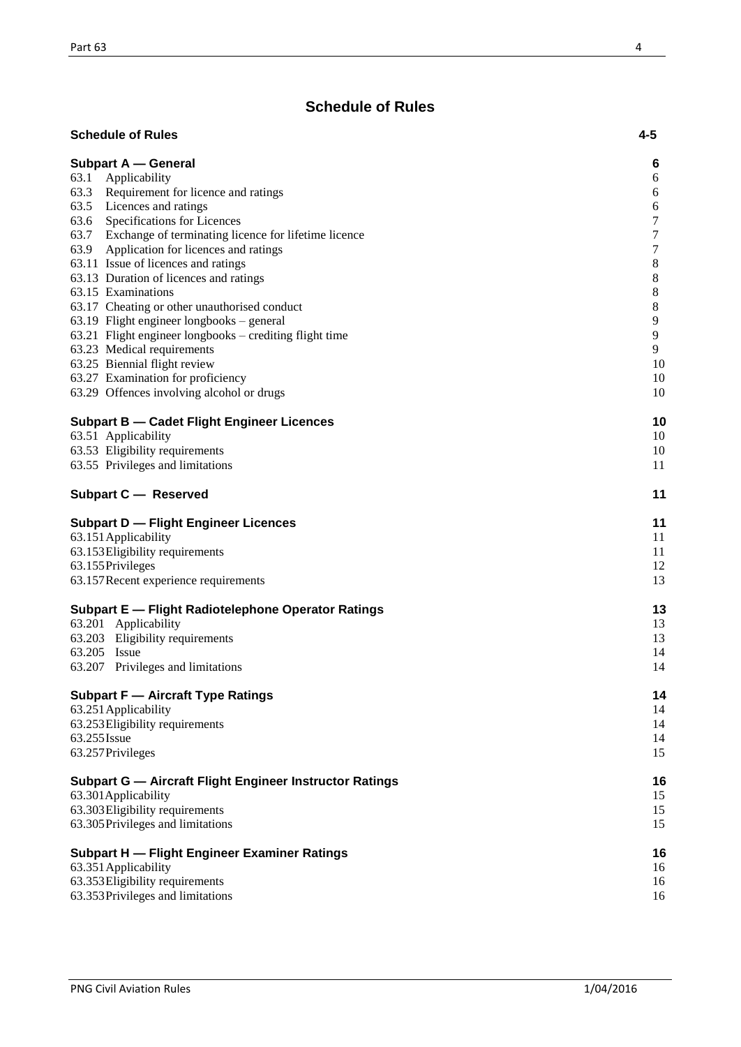# Schedule of Rules

| | |
|---|---|
| **Schedule of Rules** | **4-5** |
| **Subpart A — General** | **6** |
| 63.1 Applicability | 6 |
| 63.3 Requirement for licence and ratings | 6 |
| 63.5 Licences and ratings | 6 |
| 63.6 Specifications for Licences | 7 |
| 63.7 Exchange of terminating licence for lifetime licence | 7 |
| 63.9 Application for licences and ratings | 7 |
| 63.11 Issue of licences and ratings | 8 |
| 63.13 Duration of licences and ratings | 8 |
| 63.15 Examinations | 8 |
| 63.17 Cheating or other unauthorised conduct | 8 |
| 63.19 Flight engineer longbooks – general | 9 |
| 63.21 Flight engineer longbooks – crediting flight time | 9 |
| 63.23 Medical requirements | 9 |
| 63.25 Biennial flight review | 10 |
| 63.27 Examination for proficiency | 10 |
| 63.29 Offences involving alcohol or drugs | 10 |
| **Subpart B — Cadet Flight Engineer Licences** | **10** |
| 63.51 Applicability | 10 |
| 63.53 Eligibility requirements | 10 |
| 63.55 Privileges and limitations | 11 |
| **Subpart C — Reserved** | **11** |
| **Subpart D — Flight Engineer Licences** | **11** |
| 63.151 Applicability | 11 |
| 63.153 Eligibility requirements | 11 |
| 63.155 Privileges | 12 |
| 63.157 Recent experience requirements | 13 |
| **Subpart E — Flight Radiotelephone Operator Ratings** | **13** |
| 63.201 Applicability | 13 |
| 63.203 Eligibility requirements | 13 |
| 63.205 Issue | 14 |
| 63.207 Privileges and limitations | 14 |
| **Subpart F — Aircraft Type Ratings** | **14** |
| 63.251 Applicability | 14 |
| 63.253 Eligibility requirements | 14 |
| 63.255 Issue | 14 |
| 63.257 Privileges | 15 |
| **Subpart G — Aircraft Flight Engineer Instructor Ratings** | **16** |
| 63.301 Applicability | 15 |
| 63.303 Eligibility requirements | 15 |
| 63.305 Privileges and limitations | 15 |
| **Subpart H — Flight Engineer Examiner Ratings** | **16** |
| 63.351 Applicability | 16 |
| 63.353 Eligibility requirements | 16 |
| 63.353 Privileges and limitations | 16 |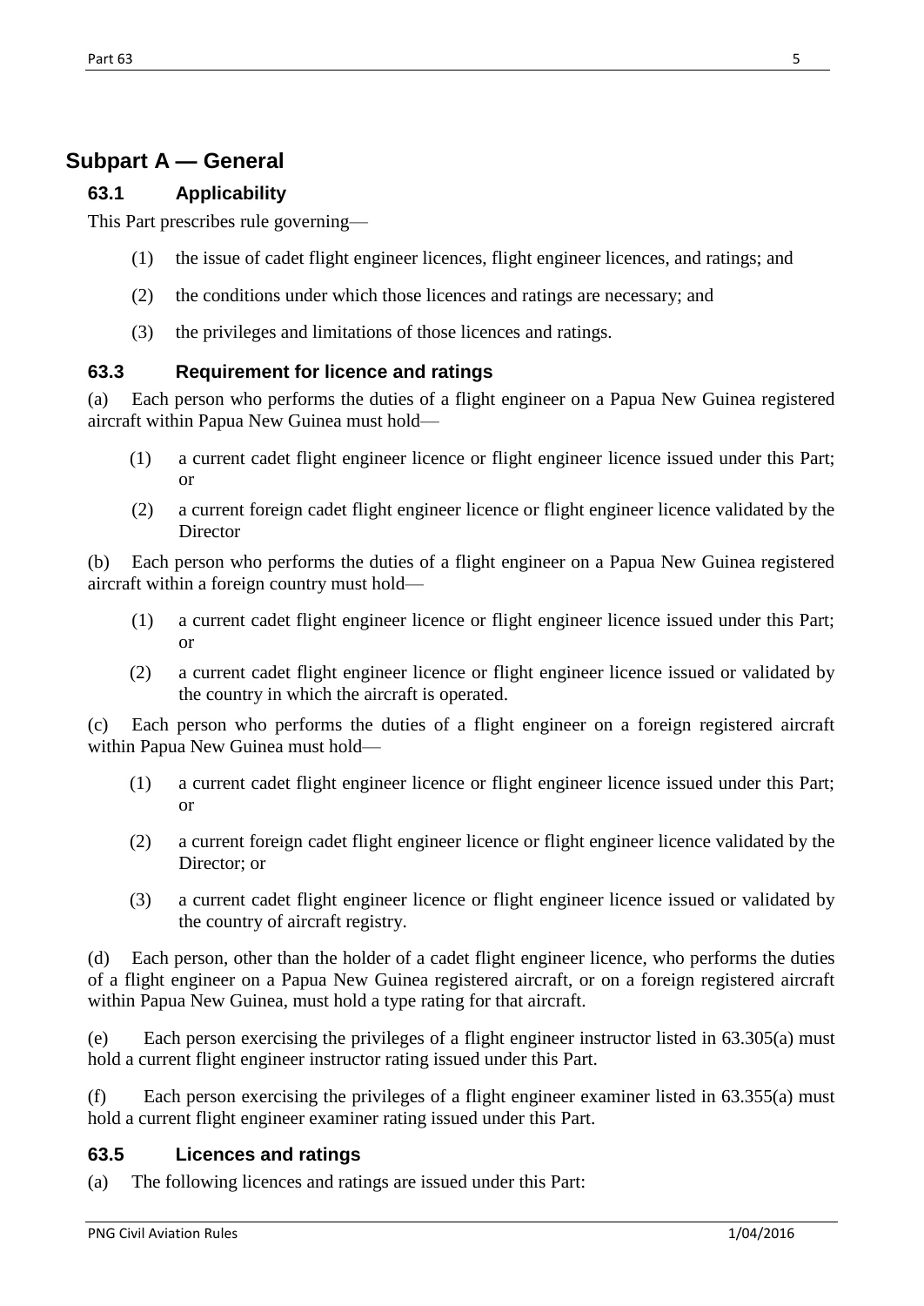# Subpart A — General

## 63.1 Applicability

This Part prescribes rule governing—

(1) the issue of cadet flight engineer licences, flight engineer licences, and ratings; and

(2) the conditions under which those licences and ratings are necessary; and

(3) the privileges and limitations of those licences and ratings.

## 63.3 Requirement for licence and ratings

(a) Each person who performs the duties of a flight engineer on a Papua New Guinea registered aircraft within Papua New Guinea must hold—

(1) a current cadet flight engineer licence or flight engineer licence issued under this Part; or

(2) a current foreign cadet flight engineer licence or flight engineer licence validated by the Director

(b) Each person who performs the duties of a flight engineer on a Papua New Guinea registered aircraft within a foreign country must hold—

(1) a current cadet flight engineer licence or flight engineer licence issued under this Part; or

(2) a current cadet flight engineer licence or flight engineer licence issued or validated by the country in which the aircraft is operated.

(c) Each person who performs the duties of a flight engineer on a foreign registered aircraft within Papua New Guinea must hold—

(1) a current cadet flight engineer licence or flight engineer licence issued under this Part; or

(2) a current foreign cadet flight engineer licence or flight engineer licence validated by the Director; or

(3) a current cadet flight engineer licence or flight engineer licence issued or validated by the country of aircraft registry.

(d) Each person, other than the holder of a cadet flight engineer licence, who performs the duties of a flight engineer on a Papua New Guinea registered aircraft, or on a foreign registered aircraft within Papua New Guinea, must hold a type rating for that aircraft.

(e) Each person exercising the privileges of a flight engineer instructor listed in 63.305(a) must hold a current flight engineer instructor rating issued under this Part.

(f) Each person exercising the privileges of a flight engineer examiner listed in 63.355(a) must hold a current flight engineer examiner rating issued under this Part.

## 63.5 Licences and ratings

(a) The following licences and ratings are issued under this Part: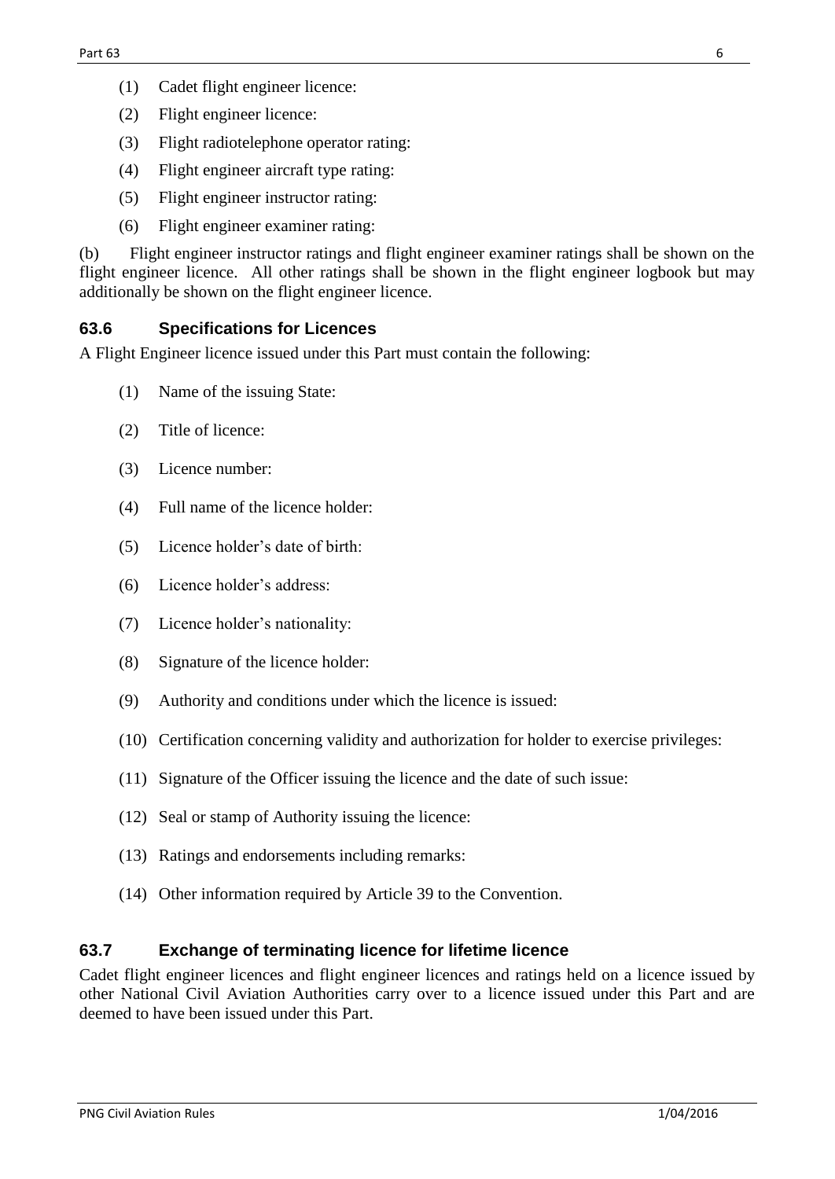(1) Cadet flight engineer licence:

(2) Flight engineer licence:

(3) Flight radiotelephone operator rating:

(4) Flight engineer aircraft type rating:

(5) Flight engineer instructor rating:

(6) Flight engineer examiner rating:

(b) Flight engineer instructor ratings and flight engineer examiner ratings shall be shown on the flight engineer licence. All other ratings shall be shown in the flight engineer logbook but may additionally be shown on the flight engineer licence.

### 63.6 Specifications for Licences

A Flight Engineer licence issued under this Part must contain the following:

(1) Name of the issuing State:

(2) Title of licence:

(3) Licence number:

(4) Full name of the licence holder:

(5) Licence holder's date of birth:

(6) Licence holder's address:

(7) Licence holder's nationality:

(8) Signature of the licence holder:

(9) Authority and conditions under which the licence is issued:

(10) Certification concerning validity and authorization for holder to exercise privileges:

(11) Signature of the Officer issuing the licence and the date of such issue:

(12) Seal or stamp of Authority issuing the licence:

(13) Ratings and endorsements including remarks:

(14) Other information required by Article 39 to the Convention.

### 63.7 Exchange of terminating licence for lifetime licence

Cadet flight engineer licences and flight engineer licences and ratings held on a licence issued by other National Civil Aviation Authorities carry over to a licence issued under this Part and are deemed to have been issued under this Part.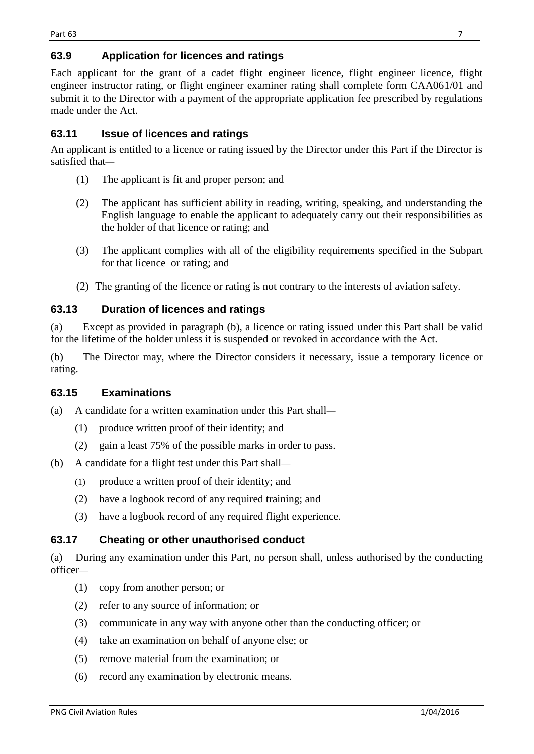### 63.9 Application for licences and ratings

Each applicant for the grant of a cadet flight engineer licence, flight engineer licence, flight engineer instructor rating, or flight engineer examiner rating shall complete form CAA061/01 and submit it to the Director with a payment of the appropriate application fee prescribed by regulations made under the Act.

### 63.11 Issue of licences and ratings

An applicant is entitled to a licence or rating issued by the Director under this Part if the Director is satisfied that—

(1) The applicant is fit and proper person; and

(2) The applicant has sufficient ability in reading, writing, speaking, and understanding the English language to enable the applicant to adequately carry out their responsibilities as the holder of that licence or rating; and

(3) The applicant complies with all of the eligibility requirements specified in the Subpart for that licence or rating; and

(2) The granting of the licence or rating is not contrary to the interests of aviation safety.

### 63.13 Duration of licences and ratings

(a) Except as provided in paragraph (b), a licence or rating issued under this Part shall be valid for the lifetime of the holder unless it is suspended or revoked in accordance with the Act.

(b) The Director may, where the Director considers it necessary, issue a temporary licence or rating.

### 63.15 Examinations

(a) A candidate for a written examination under this Part shall—

(1) produce written proof of their identity; and

(2) gain a least 75% of the possible marks in order to pass.

(b) A candidate for a flight test under this Part shall—

(1) produce a written proof of their identity; and

(2) have a logbook record of any required training; and

(3) have a logbook record of any required flight experience.

### 63.17 Cheating or other unauthorised conduct

(a) During any examination under this Part, no person shall, unless authorised by the conducting officer—

(1) copy from another person; or

(2) refer to any source of information; or

(3) communicate in any way with anyone other than the conducting officer; or

(4) take an examination on behalf of anyone else; or

(5) remove material from the examination; or

(6) record any examination by electronic means.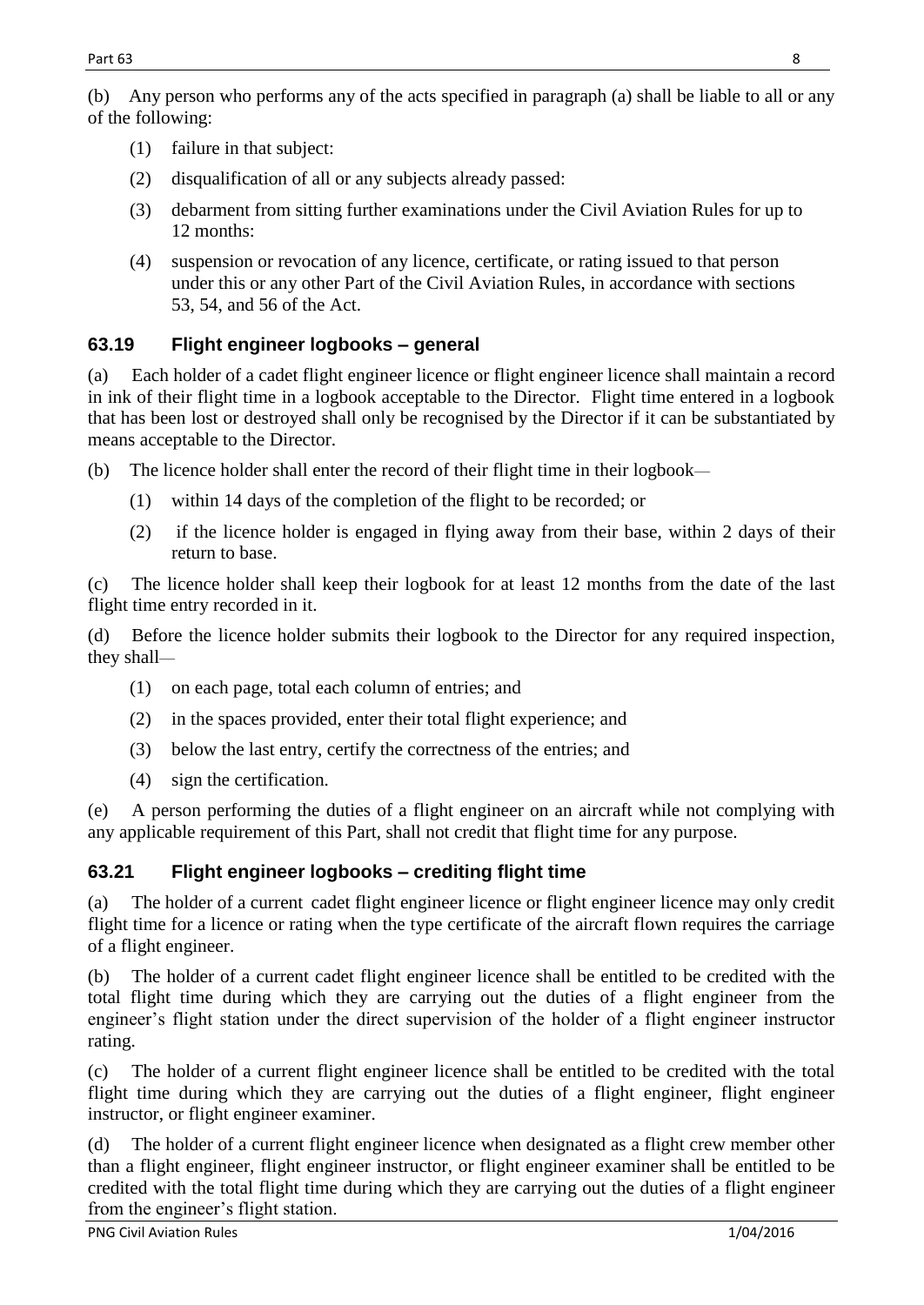(b) Any person who performs any of the acts specified in paragraph (a) shall be liable to all or any of the following:

(1) failure in that subject:

(2) disqualification of all or any subjects already passed:

(3) debarment from sitting further examinations under the Civil Aviation Rules for up to 12 months:

(4) suspension or revocation of any licence, certificate, or rating issued to that person under this or any other Part of the Civil Aviation Rules, in accordance with sections 53, 54, and 56 of the Act.

### 63.19 Flight engineer logbooks – general

(a) Each holder of a cadet flight engineer licence or flight engineer licence shall maintain a record in ink of their flight time in a logbook acceptable to the Director. Flight time entered in a logbook that has been lost or destroyed shall only be recognised by the Director if it can be substantiated by means acceptable to the Director.

(b) The licence holder shall enter the record of their flight time in their logbook—

(1) within 14 days of the completion of the flight to be recorded; or

(2) if the licence holder is engaged in flying away from their base, within 2 days of their return to base.

(c) The licence holder shall keep their logbook for at least 12 months from the date of the last flight time entry recorded in it.

(d) Before the licence holder submits their logbook to the Director for any required inspection, they shall—

(1) on each page, total each column of entries; and

(2) in the spaces provided, enter their total flight experience; and

(3) below the last entry, certify the correctness of the entries; and

(4) sign the certification.

(e) A person performing the duties of a flight engineer on an aircraft while not complying with any applicable requirement of this Part, shall not credit that flight time for any purpose.

### 63.21 Flight engineer logbooks – crediting flight time

(a) The holder of a current cadet flight engineer licence or flight engineer licence may only credit flight time for a licence or rating when the type certificate of the aircraft flown requires the carriage of a flight engineer.

(b) The holder of a current cadet flight engineer licence shall be entitled to be credited with the total flight time during which they are carrying out the duties of a flight engineer from the engineer's flight station under the direct supervision of the holder of a flight engineer instructor rating.

(c) The holder of a current flight engineer licence shall be entitled to be credited with the total flight time during which they are carrying out the duties of a flight engineer, flight engineer instructor, or flight engineer examiner.

(d) The holder of a current flight engineer licence when designated as a flight crew member other than a flight engineer, flight engineer instructor, or flight engineer examiner shall be entitled to be credited with the total flight time during which they are carrying out the duties of a flight engineer from the engineer's flight station.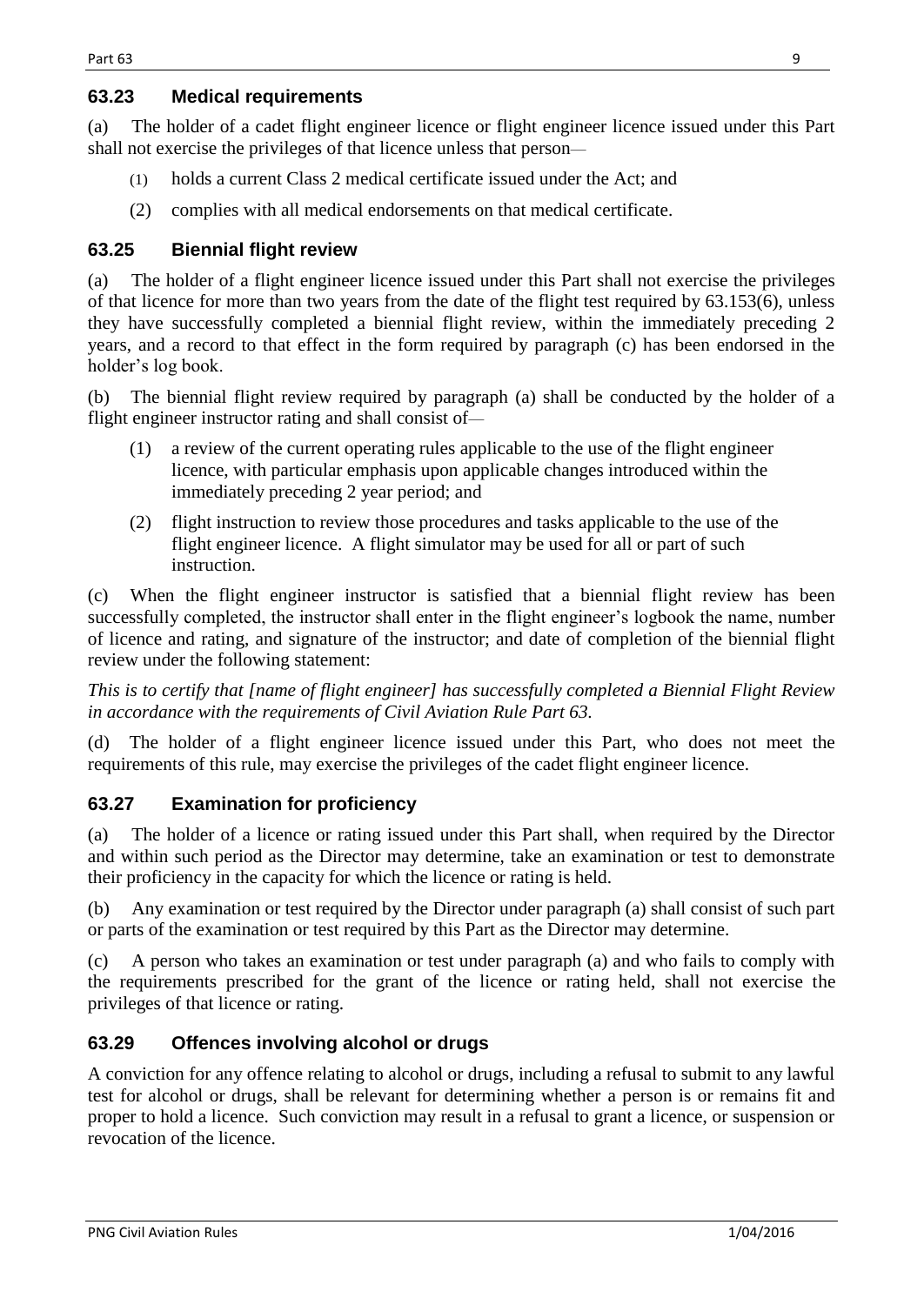## 63.23 Medical requirements

(a) The holder of a cadet flight engineer licence or flight engineer licence issued under this Part shall not exercise the privileges of that licence unless that person—

(1) holds a current Class 2 medical certificate issued under the Act; and

(2) complies with all medical endorsements on that medical certificate.

## 63.25 Biennial flight review

(a) The holder of a flight engineer licence issued under this Part shall not exercise the privileges of that licence for more than two years from the date of the flight test required by 63.153(6), unless they have successfully completed a biennial flight review, within the immediately preceding 2 years, and a record to that effect in the form required by paragraph (c) has been endorsed in the holder's log book.

(b) The biennial flight review required by paragraph (a) shall be conducted by the holder of a flight engineer instructor rating and shall consist of—

(1) a review of the current operating rules applicable to the use of the flight engineer licence, with particular emphasis upon applicable changes introduced within the immediately preceding 2 year period; and

(2) flight instruction to review those procedures and tasks applicable to the use of the flight engineer licence. A flight simulator may be used for all or part of such instruction.

(c) When the flight engineer instructor is satisfied that a biennial flight review has been successfully completed, the instructor shall enter in the flight engineer's logbook the name, number of licence and rating, and signature of the instructor; and date of completion of the biennial flight review under the following statement:

*This is to certify that [name of flight engineer] has successfully completed a Biennial Flight Review in accordance with the requirements of Civil Aviation Rule Part 63.*

(d) The holder of a flight engineer licence issued under this Part, who does not meet the requirements of this rule, may exercise the privileges of the cadet flight engineer licence.

## 63.27 Examination for proficiency

(a) The holder of a licence or rating issued under this Part shall, when required by the Director and within such period as the Director may determine, take an examination or test to demonstrate their proficiency in the capacity for which the licence or rating is held.

(b) Any examination or test required by the Director under paragraph (a) shall consist of such part or parts of the examination or test required by this Part as the Director may determine.

(c) A person who takes an examination or test under paragraph (a) and who fails to comply with the requirements prescribed for the grant of the licence or rating held, shall not exercise the privileges of that licence or rating.

## 63.29 Offences involving alcohol or drugs

A conviction for any offence relating to alcohol or drugs, including a refusal to submit to any lawful test for alcohol or drugs, shall be relevant for determining whether a person is or remains fit and proper to hold a licence. Such conviction may result in a refusal to grant a licence, or suspension or revocation of the licence.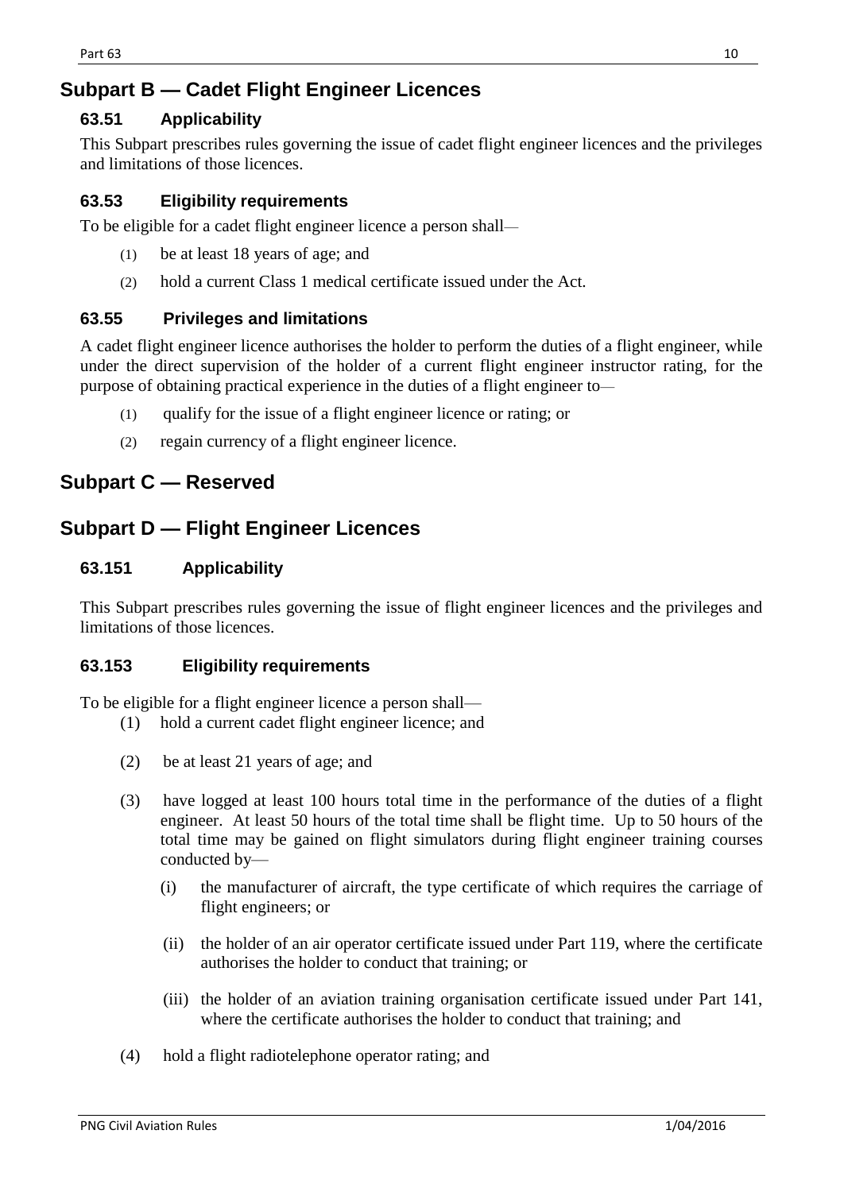## Subpart B — Cadet Flight Engineer Licences

### 63.51 Applicability

This Subpart prescribes rules governing the issue of cadet flight engineer licences and the privileges and limitations of those licences.

### 63.53 Eligibility requirements

To be eligible for a cadet flight engineer licence a person shall—

(1) be at least 18 years of age; and

(2) hold a current Class 1 medical certificate issued under the Act.

### 63.55 Privileges and limitations

A cadet flight engineer licence authorises the holder to perform the duties of a flight engineer, while under the direct supervision of the holder of a current flight engineer instructor rating, for the purpose of obtaining practical experience in the duties of a flight engineer to—

(1) qualify for the issue of a flight engineer licence or rating; or

(2) regain currency of a flight engineer licence.

## Subpart C — Reserved

## Subpart D — Flight Engineer Licences

### 63.151 Applicability

This Subpart prescribes rules governing the issue of flight engineer licences and the privileges and limitations of those licences.

### 63.153 Eligibility requirements

To be eligible for a flight engineer licence a person shall—

(1) hold a current cadet flight engineer licence; and

(2) be at least 21 years of age; and

(3) have logged at least 100 hours total time in the performance of the duties of a flight engineer. At least 50 hours of the total time shall be flight time. Up to 50 hours of the total time may be gained on flight simulators during flight engineer training courses conducted by—

  (i) the manufacturer of aircraft, the type certificate of which requires the carriage of flight engineers; or

  (ii) the holder of an air operator certificate issued under Part 119, where the certificate authorises the holder to conduct that training; or

  (iii) the holder of an aviation training organisation certificate issued under Part 141, where the certificate authorises the holder to conduct that training; and

(4) hold a flight radiotelephone operator rating; and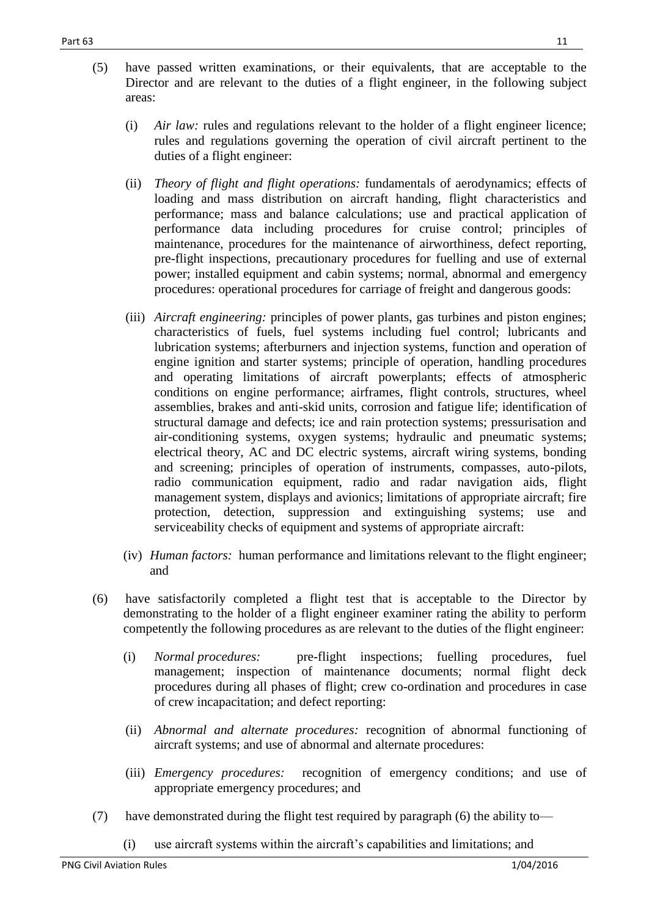(5) have passed written examinations, or their equivalents, that are acceptable to the Director and are relevant to the duties of a flight engineer, in the following subject areas:

   (i) *Air law:* rules and regulations relevant to the holder of a flight engineer licence; rules and regulations governing the operation of civil aircraft pertinent to the duties of a flight engineer:

   (ii) *Theory of flight and flight operations:* fundamentals of aerodynamics; effects of loading and mass distribution on aircraft handing, flight characteristics and performance; mass and balance calculations; use and practical application of performance data including procedures for cruise control; principles of maintenance, procedures for the maintenance of airworthiness, defect reporting, pre-flight inspections, precautionary procedures for fuelling and use of external power; installed equipment and cabin systems; normal, abnormal and emergency procedures: operational procedures for carriage of freight and dangerous goods:

   (iii) *Aircraft engineering:* principles of power plants, gas turbines and piston engines; characteristics of fuels, fuel systems including fuel control; lubricants and lubrication systems; afterburners and injection systems, function and operation of engine ignition and starter systems; principle of operation, handling procedures and operating limitations of aircraft powerplants; effects of atmospheric conditions on engine performance; airframes, flight controls, structures, wheel assemblies, brakes and anti-skid units, corrosion and fatigue life; identification of structural damage and defects; ice and rain protection systems; pressurisation and air-conditioning systems, oxygen systems; hydraulic and pneumatic systems; electrical theory, AC and DC electric systems, aircraft wiring systems, bonding and screening; principles of operation of instruments, compasses, auto-pilots, radio communication equipment, radio and radar navigation aids, flight management system, displays and avionics; limitations of appropriate aircraft; fire protection, detection, suppression and extinguishing systems; use and serviceability checks of equipment and systems of appropriate aircraft:

   (iv) *Human factors:* human performance and limitations relevant to the flight engineer; and

(6) have satisfactorily completed a flight test that is acceptable to the Director by demonstrating to the holder of a flight engineer examiner rating the ability to perform competently the following procedures as are relevant to the duties of the flight engineer:

   (i) *Normal procedures:* pre-flight inspections; fuelling procedures, fuel management; inspection of maintenance documents; normal flight deck procedures during all phases of flight; crew co-ordination and procedures in case of crew incapacitation; and defect reporting:

   (ii) *Abnormal and alternate procedures:* recognition of abnormal functioning of aircraft systems; and use of abnormal and alternate procedures:

   (iii) *Emergency procedures:* recognition of emergency conditions; and use of appropriate emergency procedures; and

(7) have demonstrated during the flight test required by paragraph (6) the ability to—

   (i) use aircraft systems within the aircraft's capabilities and limitations; and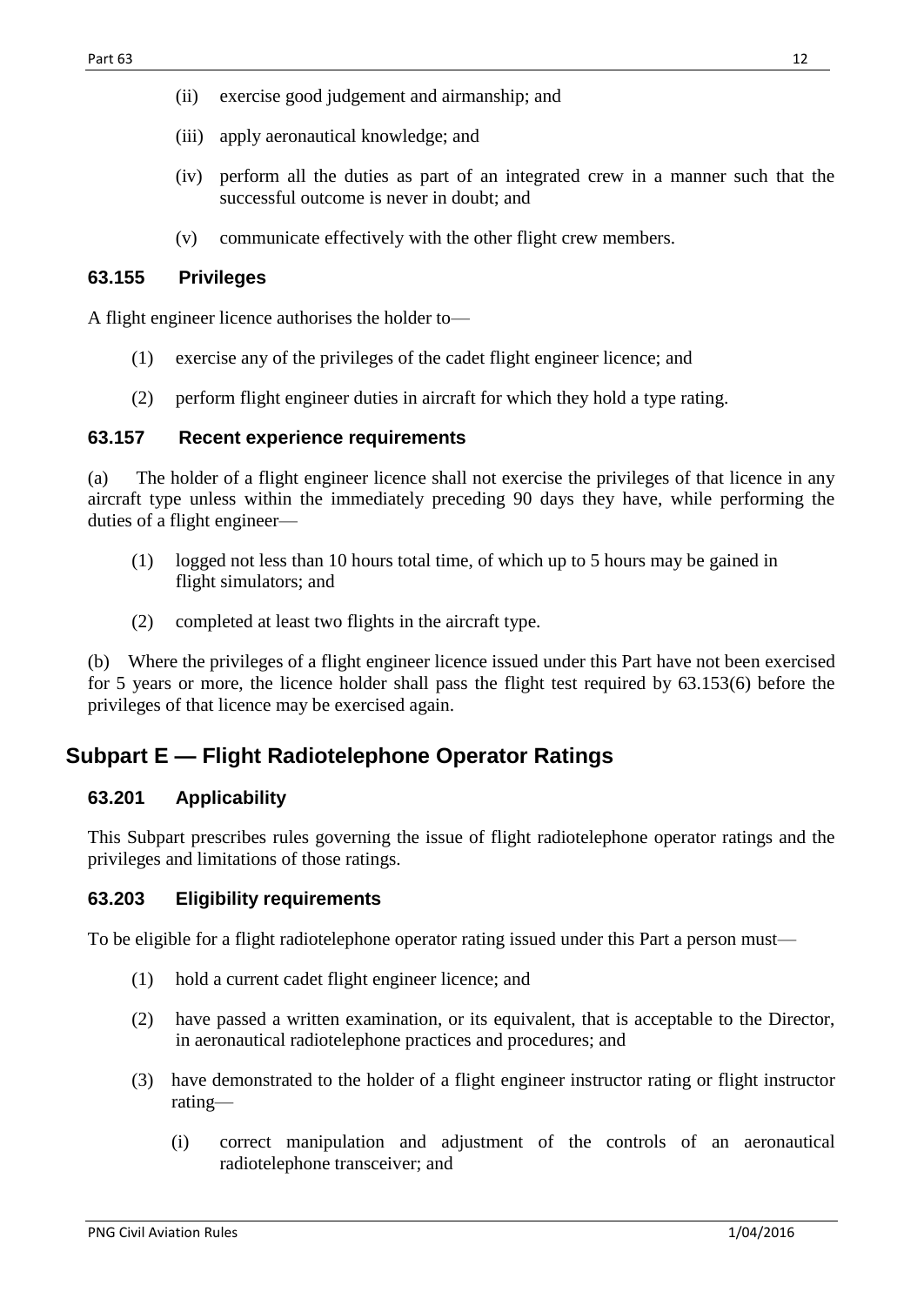(ii) exercise good judgement and airmanship; and

(iii) apply aeronautical knowledge; and

(iv) perform all the duties as part of an integrated crew in a manner such that the successful outcome is never in doubt; and

(v) communicate effectively with the other flight crew members.

### 63.155 Privileges

A flight engineer licence authorises the holder to—

(1) exercise any of the privileges of the cadet flight engineer licence; and

(2) perform flight engineer duties in aircraft for which they hold a type rating.

### 63.157 Recent experience requirements

(a) The holder of a flight engineer licence shall not exercise the privileges of that licence in any aircraft type unless within the immediately preceding 90 days they have, while performing the duties of a flight engineer—

(1) logged not less than 10 hours total time, of which up to 5 hours may be gained in flight simulators; and

(2) completed at least two flights in the aircraft type.

(b) Where the privileges of a flight engineer licence issued under this Part have not been exercised for 5 years or more, the licence holder shall pass the flight test required by 63.153(6) before the privileges of that licence may be exercised again.

## Subpart E — Flight Radiotelephone Operator Ratings

### 63.201 Applicability

This Subpart prescribes rules governing the issue of flight radiotelephone operator ratings and the privileges and limitations of those ratings.

### 63.203 Eligibility requirements

To be eligible for a flight radiotelephone operator rating issued under this Part a person must—

(1) hold a current cadet flight engineer licence; and

(2) have passed a written examination, or its equivalent, that is acceptable to the Director, in aeronautical radiotelephone practices and procedures; and

(3) have demonstrated to the holder of a flight engineer instructor rating or flight instructor rating—

(i) correct manipulation and adjustment of the controls of an aeronautical radiotelephone transceiver; and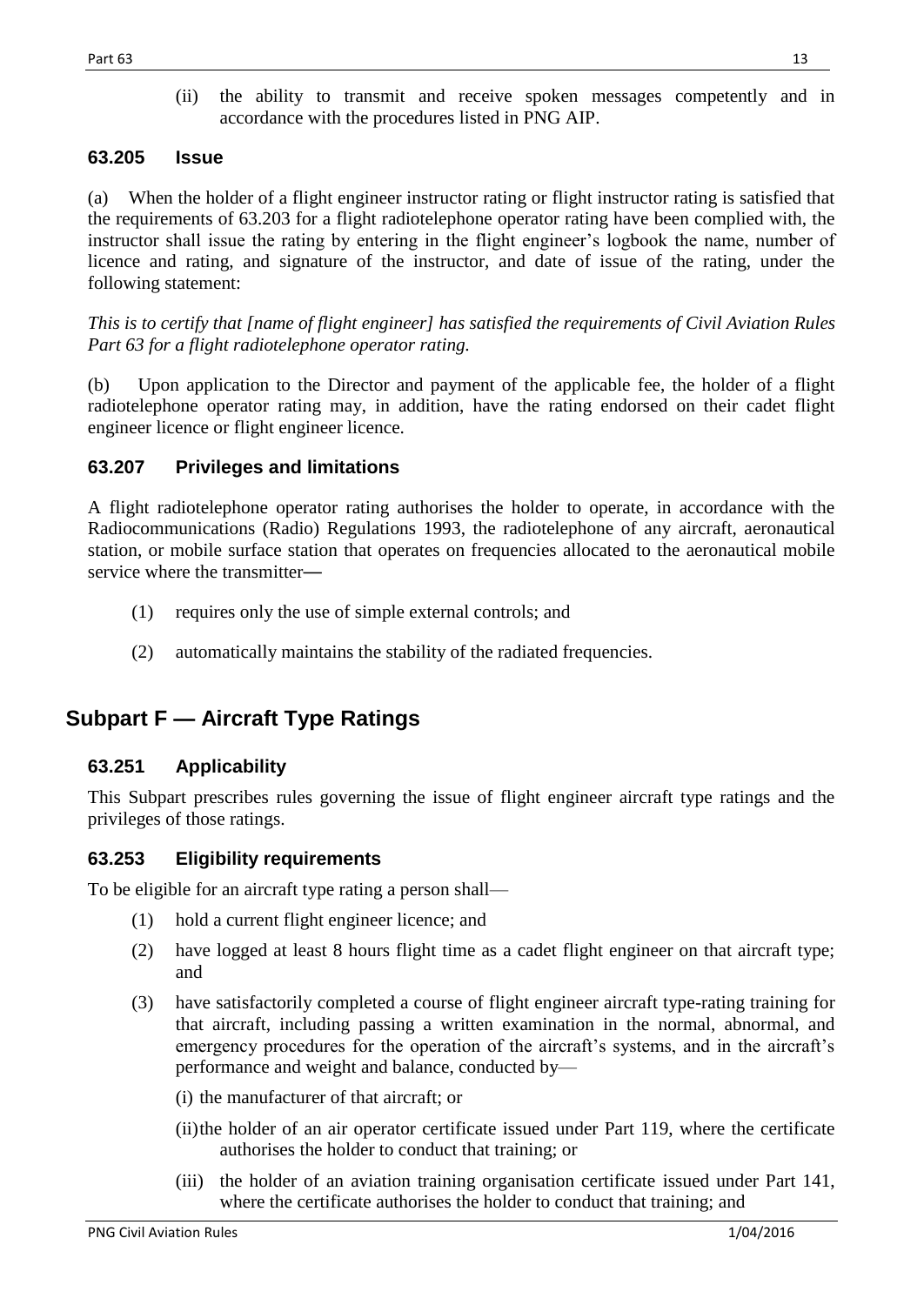(ii) the ability to transmit and receive spoken messages competently and in accordance with the procedures listed in PNG AIP.

### 63.205 Issue

(a) When the holder of a flight engineer instructor rating or flight instructor rating is satisfied that the requirements of 63.203 for a flight radiotelephone operator rating have been complied with, the instructor shall issue the rating by entering in the flight engineer's logbook the name, number of licence and rating, and signature of the instructor, and date of issue of the rating, under the following statement:

*This is to certify that [name of flight engineer] has satisfied the requirements of Civil Aviation Rules Part 63 for a flight radiotelephone operator rating.*

(b) Upon application to the Director and payment of the applicable fee, the holder of a flight radiotelephone operator rating may, in addition, have the rating endorsed on their cadet flight engineer licence or flight engineer licence.

### 63.207 Privileges and limitations

A flight radiotelephone operator rating authorises the holder to operate, in accordance with the Radiocommunications (Radio) Regulations 1993, the radiotelephone of any aircraft, aeronautical station, or mobile surface station that operates on frequencies allocated to the aeronautical mobile service where the transmitter—

(1) requires only the use of simple external controls; and

(2) automatically maintains the stability of the radiated frequencies.

## Subpart F — Aircraft Type Ratings

### 63.251 Applicability

This Subpart prescribes rules governing the issue of flight engineer aircraft type ratings and the privileges of those ratings.

### 63.253 Eligibility requirements

To be eligible for an aircraft type rating a person shall—

(1) hold a current flight engineer licence; and

(2) have logged at least 8 hours flight time as a cadet flight engineer on that aircraft type; and

(3) have satisfactorily completed a course of flight engineer aircraft type-rating training for that aircraft, including passing a written examination in the normal, abnormal, and emergency procedures for the operation of the aircraft's systems, and in the aircraft's performance and weight and balance, conducted by—

(i) the manufacturer of that aircraft; or

(ii) the holder of an air operator certificate issued under Part 119, where the certificate authorises the holder to conduct that training; or

(iii) the holder of an aviation training organisation certificate issued under Part 141, where the certificate authorises the holder to conduct that training; and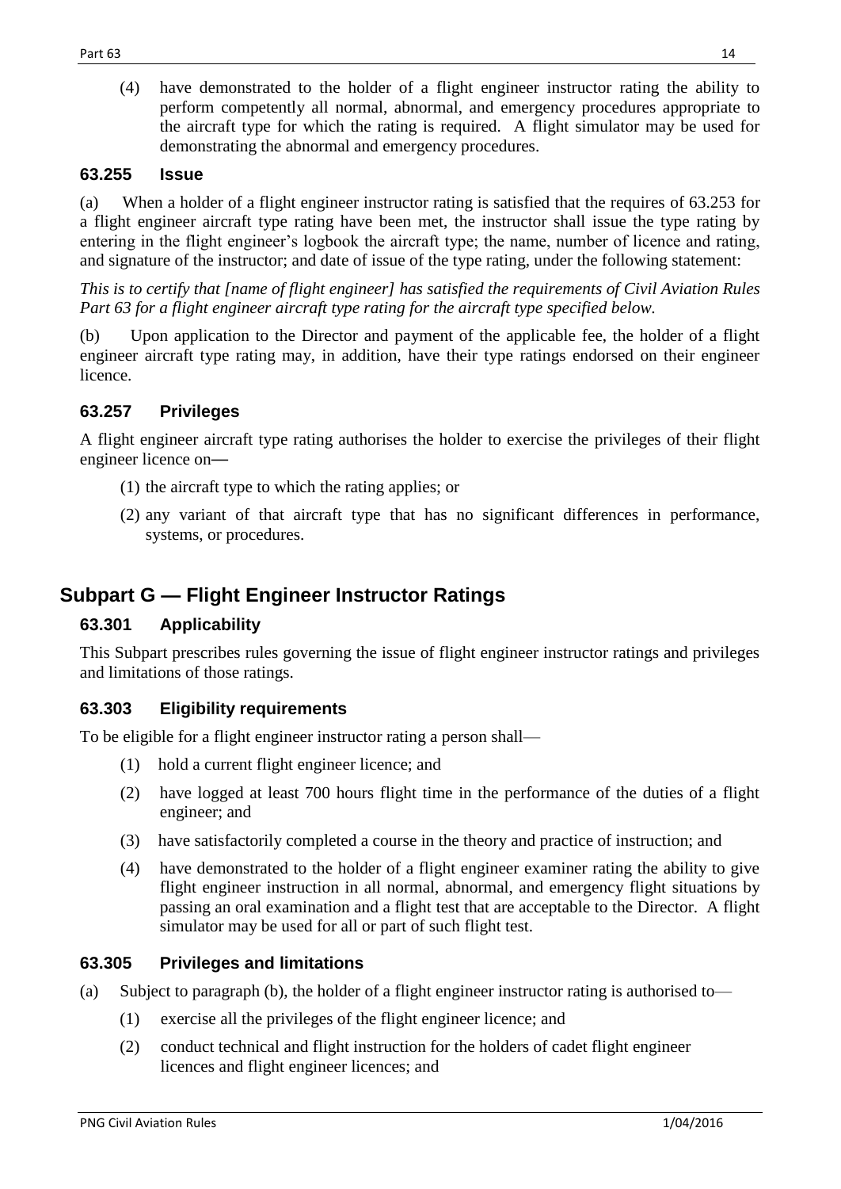(4) have demonstrated to the holder of a flight engineer instructor rating the ability to perform competently all normal, abnormal, and emergency procedures appropriate to the aircraft type for which the rating is required. A flight simulator may be used for demonstrating the abnormal and emergency procedures.

### 63.255 Issue

(a) When a holder of a flight engineer instructor rating is satisfied that the requires of 63.253 for a flight engineer aircraft type rating have been met, the instructor shall issue the type rating by entering in the flight engineer's logbook the aircraft type; the name, number of licence and rating, and signature of the instructor; and date of issue of the type rating, under the following statement:

*This is to certify that [name of flight engineer] has satisfied the requirements of Civil Aviation Rules Part 63 for a flight engineer aircraft type rating for the aircraft type specified below.*

(b) Upon application to the Director and payment of the applicable fee, the holder of a flight engineer aircraft type rating may, in addition, have their type ratings endorsed on their engineer licence.

### 63.257 Privileges

A flight engineer aircraft type rating authorises the holder to exercise the privileges of their flight engineer licence on—

(1) the aircraft type to which the rating applies; or

(2) any variant of that aircraft type that has no significant differences in performance, systems, or procedures.

## Subpart G — Flight Engineer Instructor Ratings

### 63.301 Applicability

This Subpart prescribes rules governing the issue of flight engineer instructor ratings and privileges and limitations of those ratings.

### 63.303 Eligibility requirements

To be eligible for a flight engineer instructor rating a person shall—

(1) hold a current flight engineer licence; and

(2) have logged at least 700 hours flight time in the performance of the duties of a flight engineer; and

(3) have satisfactorily completed a course in the theory and practice of instruction; and

(4) have demonstrated to the holder of a flight engineer examiner rating the ability to give flight engineer instruction in all normal, abnormal, and emergency flight situations by passing an oral examination and a flight test that are acceptable to the Director. A flight simulator may be used for all or part of such flight test.

### 63.305 Privileges and limitations

(a) Subject to paragraph (b), the holder of a flight engineer instructor rating is authorised to—

(1) exercise all the privileges of the flight engineer licence; and

(2) conduct technical and flight instruction for the holders of cadet flight engineer licences and flight engineer licences; and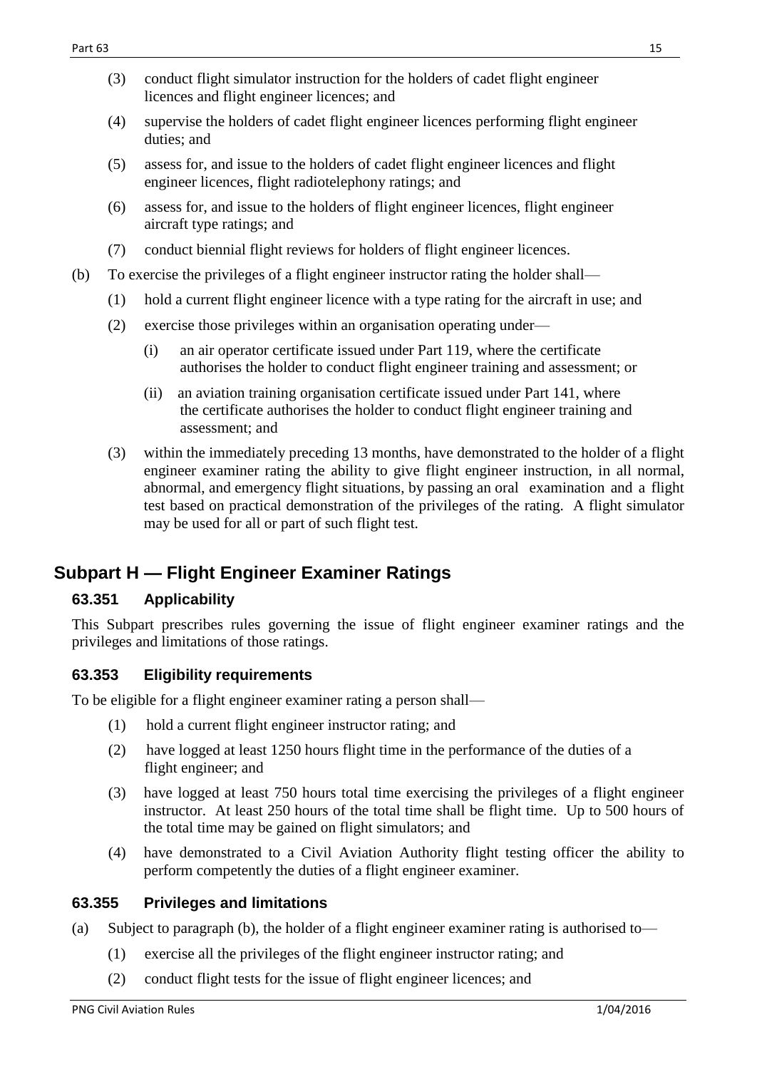(3) conduct flight simulator instruction for the holders of cadet flight engineer licences and flight engineer licences; and

(4) supervise the holders of cadet flight engineer licences performing flight engineer duties; and

(5) assess for, and issue to the holders of cadet flight engineer licences and flight engineer licences, flight radiotelephony ratings; and

(6) assess for, and issue to the holders of flight engineer licences, flight engineer aircraft type ratings; and

(7) conduct biennial flight reviews for holders of flight engineer licences.

(b) To exercise the privileges of a flight engineer instructor rating the holder shall—

(1) hold a current flight engineer licence with a type rating for the aircraft in use; and

(2) exercise those privileges within an organisation operating under—

(i) an air operator certificate issued under Part 119, where the certificate authorises the holder to conduct flight engineer training and assessment; or

(ii) an aviation training organisation certificate issued under Part 141, where the certificate authorises the holder to conduct flight engineer training and assessment; and

(3) within the immediately preceding 13 months, have demonstrated to the holder of a flight engineer examiner rating the ability to give flight engineer instruction, in all normal, abnormal, and emergency flight situations, by passing an oral examination and a flight test based on practical demonstration of the privileges of the rating. A flight simulator may be used for all or part of such flight test.

## Subpart H — Flight Engineer Examiner Ratings

### 63.351 Applicability

This Subpart prescribes rules governing the issue of flight engineer examiner ratings and the privileges and limitations of those ratings.

### 63.353 Eligibility requirements

To be eligible for a flight engineer examiner rating a person shall—

(1) hold a current flight engineer instructor rating; and

(2) have logged at least 1250 hours flight time in the performance of the duties of a flight engineer; and

(3) have logged at least 750 hours total time exercising the privileges of a flight engineer instructor. At least 250 hours of the total time shall be flight time. Up to 500 hours of the total time may be gained on flight simulators; and

(4) have demonstrated to a Civil Aviation Authority flight testing officer the ability to perform competently the duties of a flight engineer examiner.

### 63.355 Privileges and limitations

(a) Subject to paragraph (b), the holder of a flight engineer examiner rating is authorised to—

(1) exercise all the privileges of the flight engineer instructor rating; and

(2) conduct flight tests for the issue of flight engineer licences; and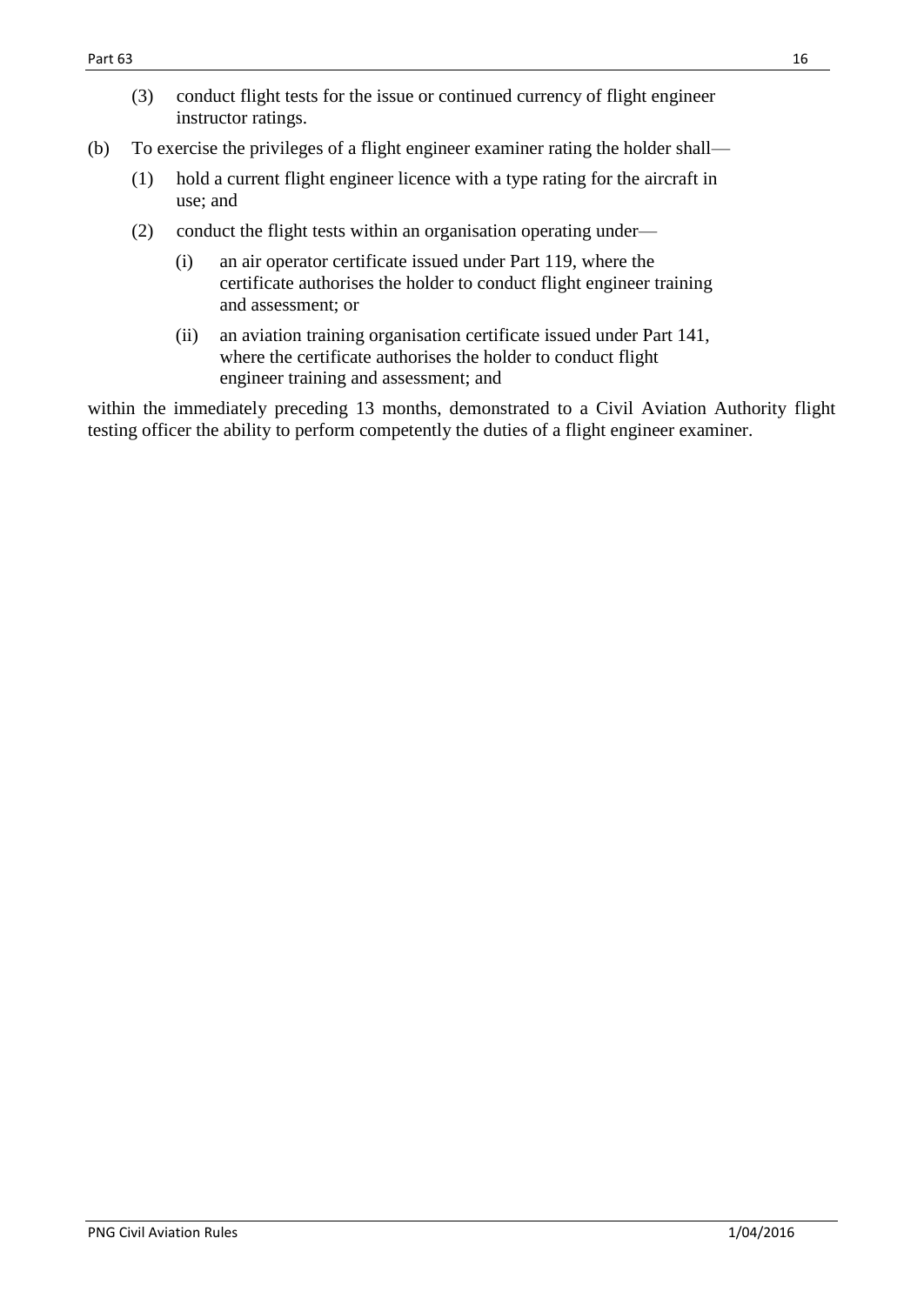(3) conduct flight tests for the issue or continued currency of flight engineer instructor ratings.

(b) To exercise the privileges of a flight engineer examiner rating the holder shall—

(1) hold a current flight engineer licence with a type rating for the aircraft in use; and

(2) conduct the flight tests within an organisation operating under—

(i) an air operator certificate issued under Part 119, where the certificate authorises the holder to conduct flight engineer training and assessment; or

(ii) an aviation training organisation certificate issued under Part 141, where the certificate authorises the holder to conduct flight engineer training and assessment; and

within the immediately preceding 13 months, demonstrated to a Civil Aviation Authority flight testing officer the ability to perform competently the duties of a flight engineer examiner.